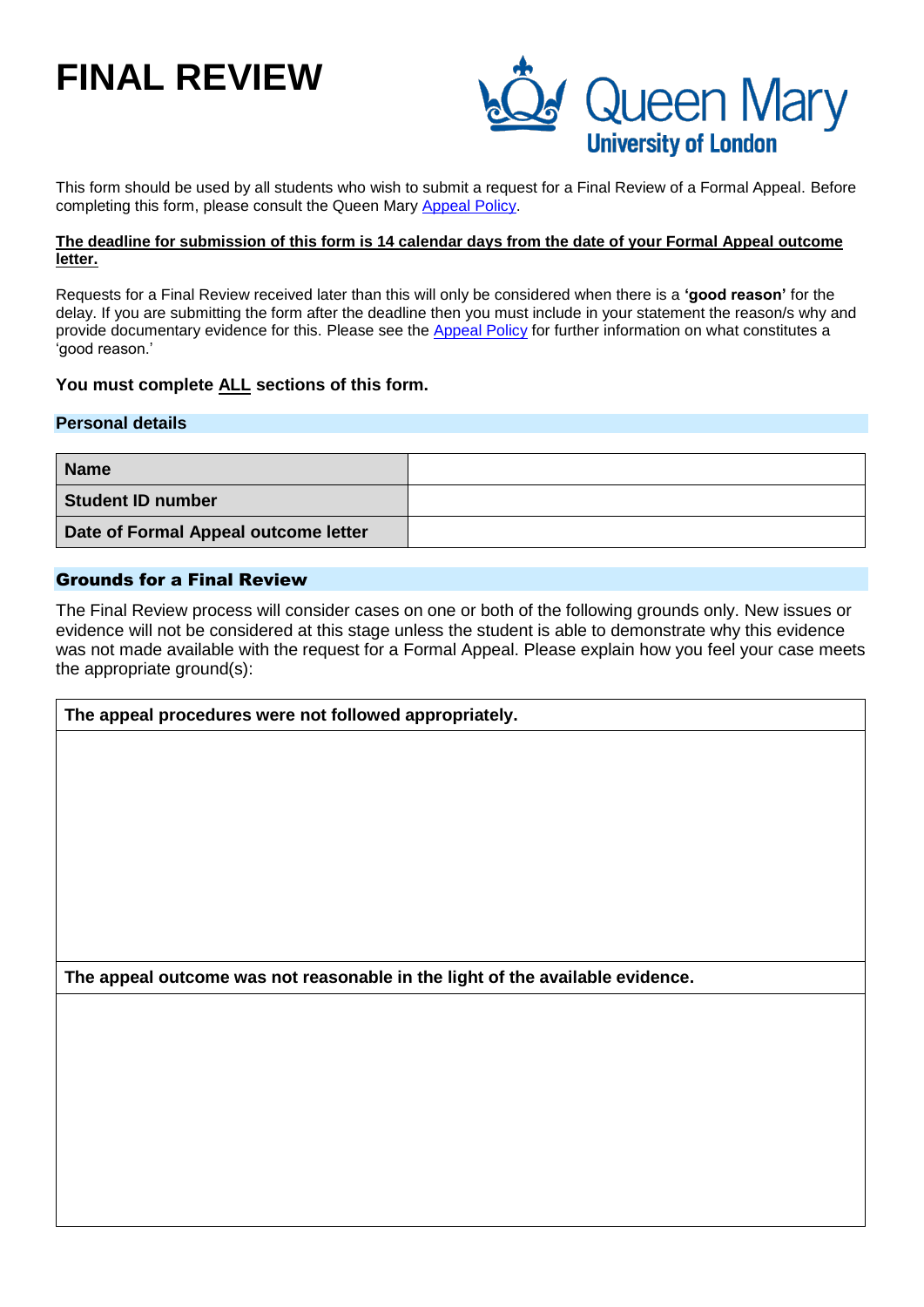# FINAL REVIEW

Queen Mary University of London

This form should be used by all students who wish to submit a request for a Final Review of a Formal Appeal. Before completing this form, please consult the Queen Mary Appeal Policy.

**The deadline for submission of this form is 14 calendar days from the date of your Formal Appeal outcome letter.**

Requests for a Final Review received later than this will only be considered when there is a **'good reason'** for the delay. If you are submitting the form after the deadline then you must include in your statement the reason/s why and provide documentary evidence for this. Please see the Appeal Policy for further information on what constitutes a 'good reason.'

**You must complete ALL sections of this form.**

## Personal details

| | |
|---|---|
| **Name** | |
| **Student ID number** | |
| **Date of Formal Appeal outcome letter** | |

## Grounds for a Final Review

The Final Review process will consider cases on one or both of the following grounds only. New issues or evidence will not be considered at this stage unless the student is able to demonstrate why this evidence was not made available with the request for a Formal Appeal. Please explain how you feel your case meets the appropriate ground(s):

| **The appeal procedures were not followed appropriately.** |
|---|
| |
| **The appeal outcome was not reasonable in the light of the available evidence.** |
| |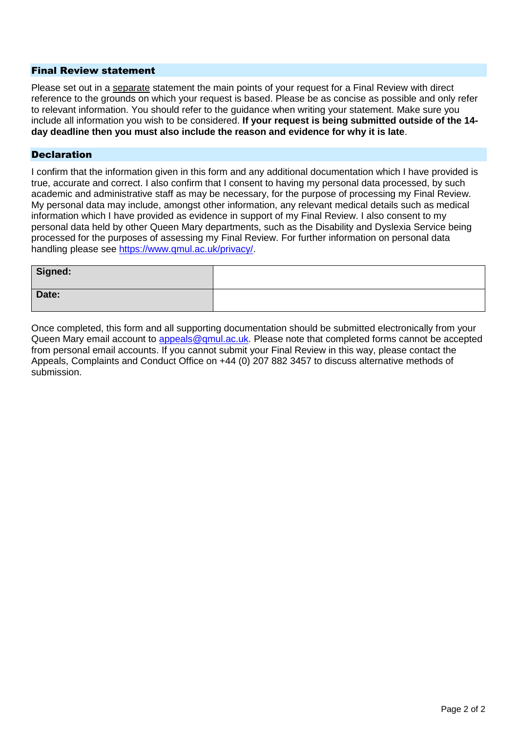## Final Review statement

Please set out in a separate statement the main points of your request for a Final Review with direct reference to the grounds on which your request is based. Please be as concise as possible and only refer to relevant information. You should refer to the guidance when writing your statement. Make sure you include all information you wish to be considered. **If your request is being submitted outside of the 14-day deadline then you must also include the reason and evidence for why it is late**.

## Declaration

I confirm that the information given in this form and any additional documentation which I have provided is true, accurate and correct. I also confirm that I consent to having my personal data processed, by such academic and administrative staff as may be necessary, for the purpose of processing my Final Review. My personal data may include, amongst other information, any relevant medical details such as medical information which I have provided as evidence in support of my Final Review. I also consent to my personal data held by other Queen Mary departments, such as the Disability and Dyslexia Service being processed for the purposes of assessing my Final Review. For further information on personal data handling please see https://www.qmul.ac.uk/privacy/.

| | |
|---|---|
| **Signed:** | |
| **Date:** | |

Once completed, this form and all supporting documentation should be submitted electronically from your Queen Mary email account to appeals@qmul.ac.uk. Please note that completed forms cannot be accepted from personal email accounts. If you cannot submit your Final Review in this way, please contact the Appeals, Complaints and Conduct Office on +44 (0) 207 882 3457 to discuss alternative methods of submission.